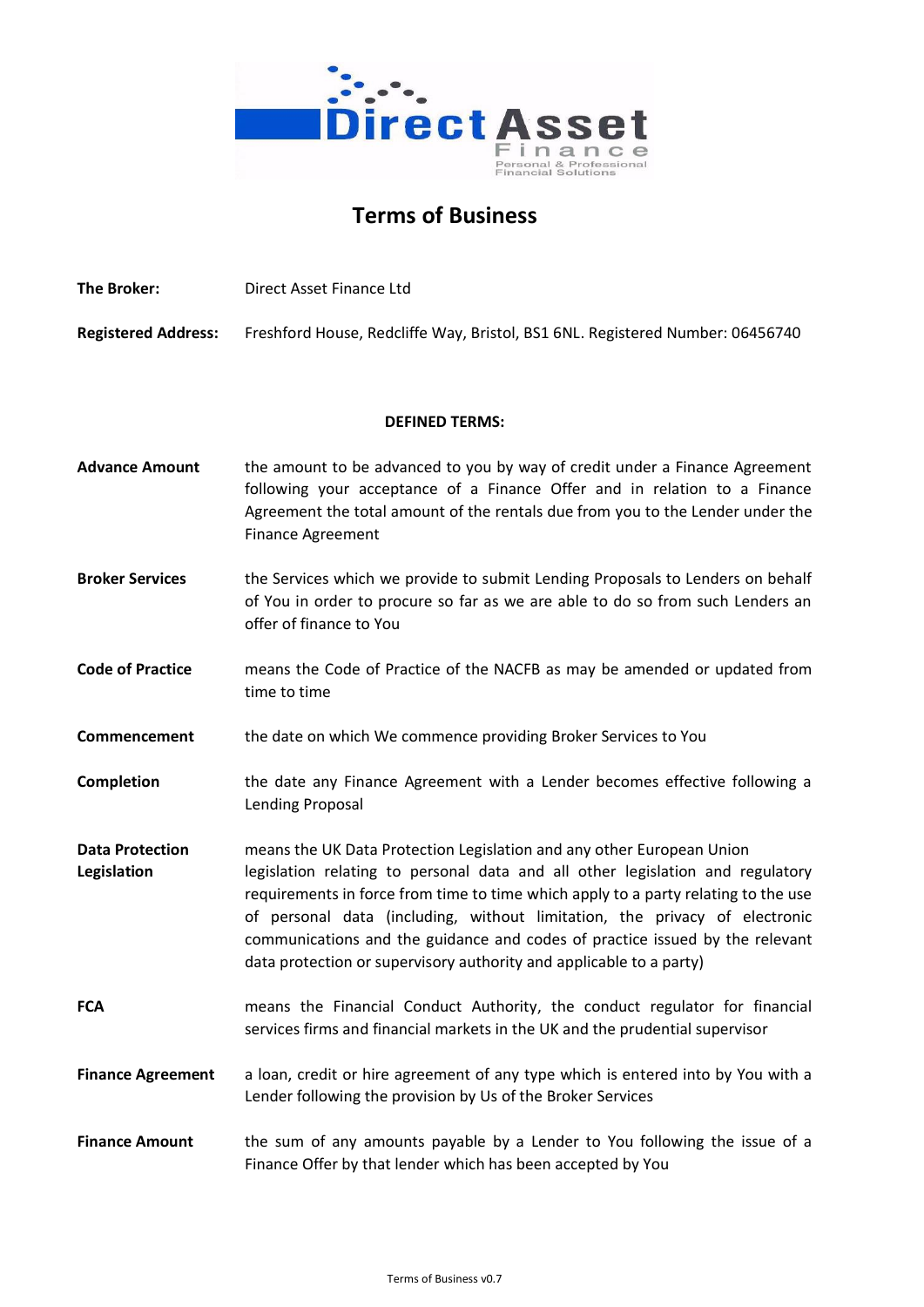# Terms of Business

**The Broker:** Direct Asset Finance Ltd

**Registered Address:** Freshford House, Redcliffe Way, Bristol, BS1 6NL. Registered Number: 06456740

## DEFINED TERMS:

**Advance Amount** the amount to be advanced to you by way of credit under a Finance Agreement following your acceptance of a Finance Offer and in relation to a Finance Agreement the total amount of the rentals due from you to the Lender under the Finance Agreement

**Broker Services** the Services which we provide to submit Lending Proposals to Lenders on behalf of You in order to procure so far as we are able to do so from such Lenders an offer of finance to You

**Code of Practice** means the Code of Practice of the NACFB as may be amended or updated from time to time

**Commencement** the date on which We commence providing Broker Services to You

**Completion** the date any Finance Agreement with a Lender becomes effective following a Lending Proposal

**Data Protection Legislation** means the UK Data Protection Legislation and any other European Union legislation relating to personal data and all other legislation and regulatory requirements in force from time to time which apply to a party relating to the use of personal data (including, without limitation, the privacy of electronic communications and the guidance and codes of practice issued by the relevant data protection or supervisory authority and applicable to a party)

**FCA** means the Financial Conduct Authority, the conduct regulator for financial services firms and financial markets in the UK and the prudential supervisor

**Finance Agreement** a loan, credit or hire agreement of any type which is entered into by You with a Lender following the provision by Us of the Broker Services

**Finance Amount** the sum of any amounts payable by a Lender to You following the issue of a Finance Offer by that lender which has been accepted by You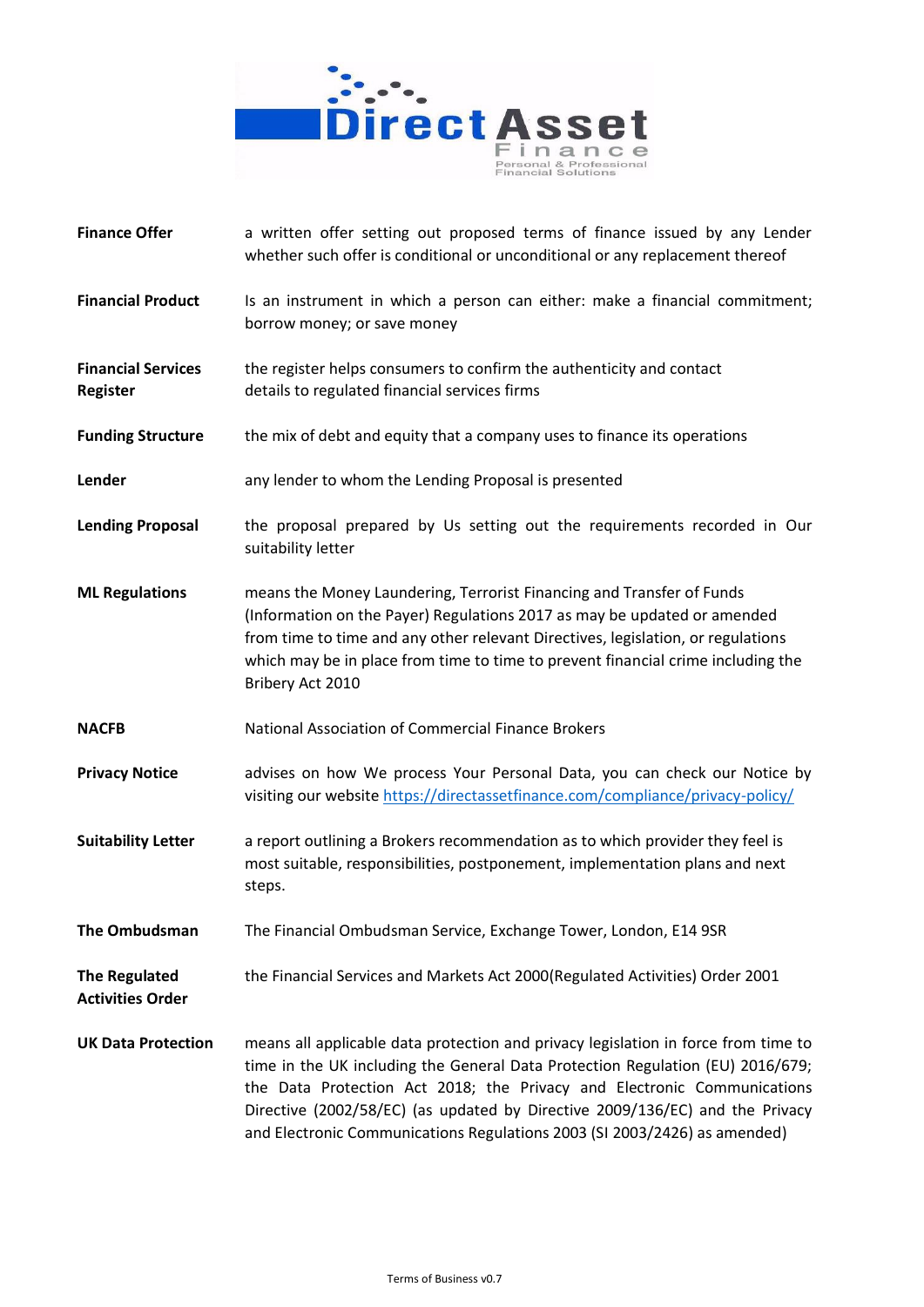| | |
|---|---|
| **Finance Offer** | a written offer setting out proposed terms of finance issued by any Lender whether such offer is conditional or unconditional or any replacement thereof |
| **Financial Product** | Is an instrument in which a person can either: make a financial commitment; borrow money; or save money |
| **Financial Services Register** | the register helps consumers to confirm the authenticity and contact details to regulated financial services firms |
| **Funding Structure** | the mix of debt and equity that a company uses to finance its operations |
| **Lender** | any lender to whom the Lending Proposal is presented |
| **Lending Proposal** | the proposal prepared by Us setting out the requirements recorded in Our suitability letter |
| **ML Regulations** | means the Money Laundering, Terrorist Financing and Transfer of Funds (Information on the Payer) Regulations 2017 as may be updated or amended from time to time and any other relevant Directives, legislation, or regulations which may be in place from time to time to prevent financial crime including the Bribery Act 2010 |
| **NACFB** | National Association of Commercial Finance Brokers |
| **Privacy Notice** | advises on how We process Your Personal Data, you can check our Notice by visiting our website https://directassetfinance.com/compliance/privacy-policy/ |
| **Suitability Letter** | a report outlining a Brokers recommendation as to which provider they feel is most suitable, responsibilities, postponement, implementation plans and next steps. |
| **The Ombudsman** | The Financial Ombudsman Service, Exchange Tower, London, E14 9SR |
| **The Regulated Activities Order** | the Financial Services and Markets Act 2000(Regulated Activities) Order 2001 |
| **UK Data Protection** | means all applicable data protection and privacy legislation in force from time to time in the UK including the General Data Protection Regulation (EU) 2016/679; the Data Protection Act 2018; the Privacy and Electronic Communications Directive (2002/58/EC) (as updated by Directive 2009/136/EC) and the Privacy and Electronic Communications Regulations 2003 (SI 2003/2426) as amended) |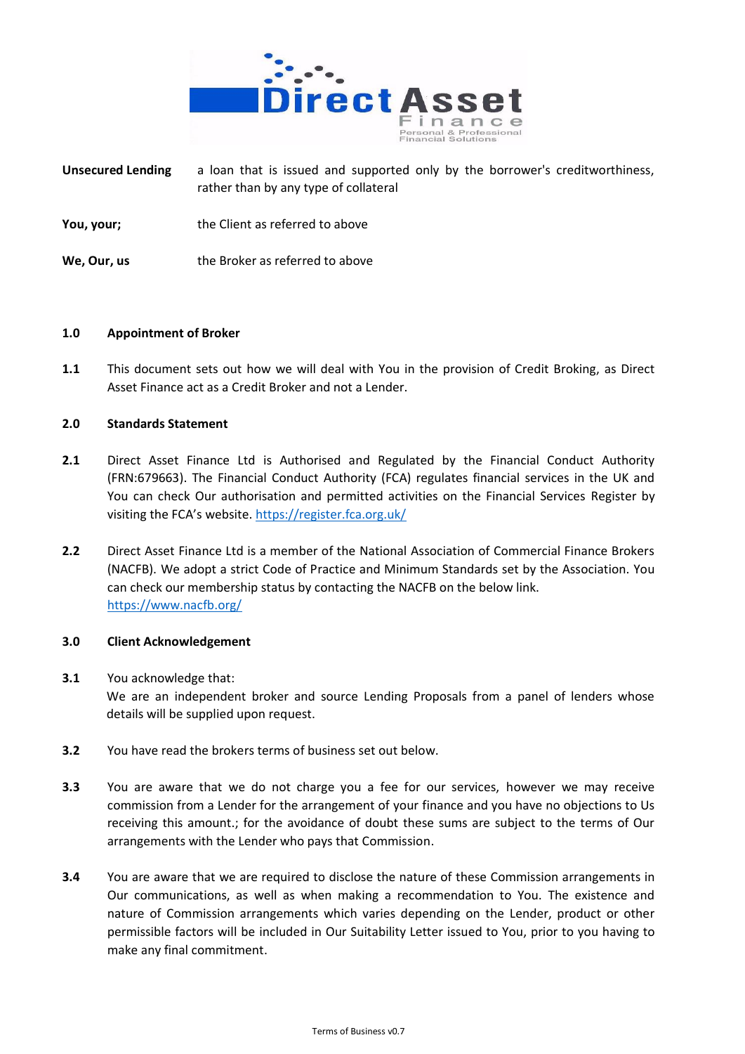| | |
|---|---|
| **Unsecured Lending** | a loan that is issued and supported only by the borrower's creditworthiness, rather than by any type of collateral |
| **You, your;** | the Client as referred to above |
| **We, Our, us** | the Broker as referred to above |

**1.0 Appointment of Broker**

**1.1** This document sets out how we will deal with You in the provision of Credit Broking, as Direct Asset Finance act as a Credit Broker and not a Lender.

**2.0 Standards Statement**

**2.1** Direct Asset Finance Ltd is Authorised and Regulated by the Financial Conduct Authority (FRN:679663). The Financial Conduct Authority (FCA) regulates financial services in the UK and You can check Our authorisation and permitted activities on the Financial Services Register by visiting the FCA's website. https://register.fca.org.uk/

**2.2** Direct Asset Finance Ltd is a member of the National Association of Commercial Finance Brokers (NACFB). We adopt a strict Code of Practice and Minimum Standards set by the Association. You can check our membership status by contacting the NACFB on the below link. https://www.nacfb.org/

**3.0 Client Acknowledgement**

**3.1** You acknowledge that:
We are an independent broker and source Lending Proposals from a panel of lenders whose details will be supplied upon request.

**3.2** You have read the brokers terms of business set out below.

**3.3** You are aware that we do not charge you a fee for our services, however we may receive commission from a Lender for the arrangement of your finance and you have no objections to Us receiving this amount.; for the avoidance of doubt these sums are subject to the terms of Our arrangements with the Lender who pays that Commission.

**3.4** You are aware that we are required to disclose the nature of these Commission arrangements in Our communications, as well as when making a recommendation to You. The existence and nature of Commission arrangements which varies depending on the Lender, product or other permissible factors will be included in Our Suitability Letter issued to You, prior to you having to make any final commitment.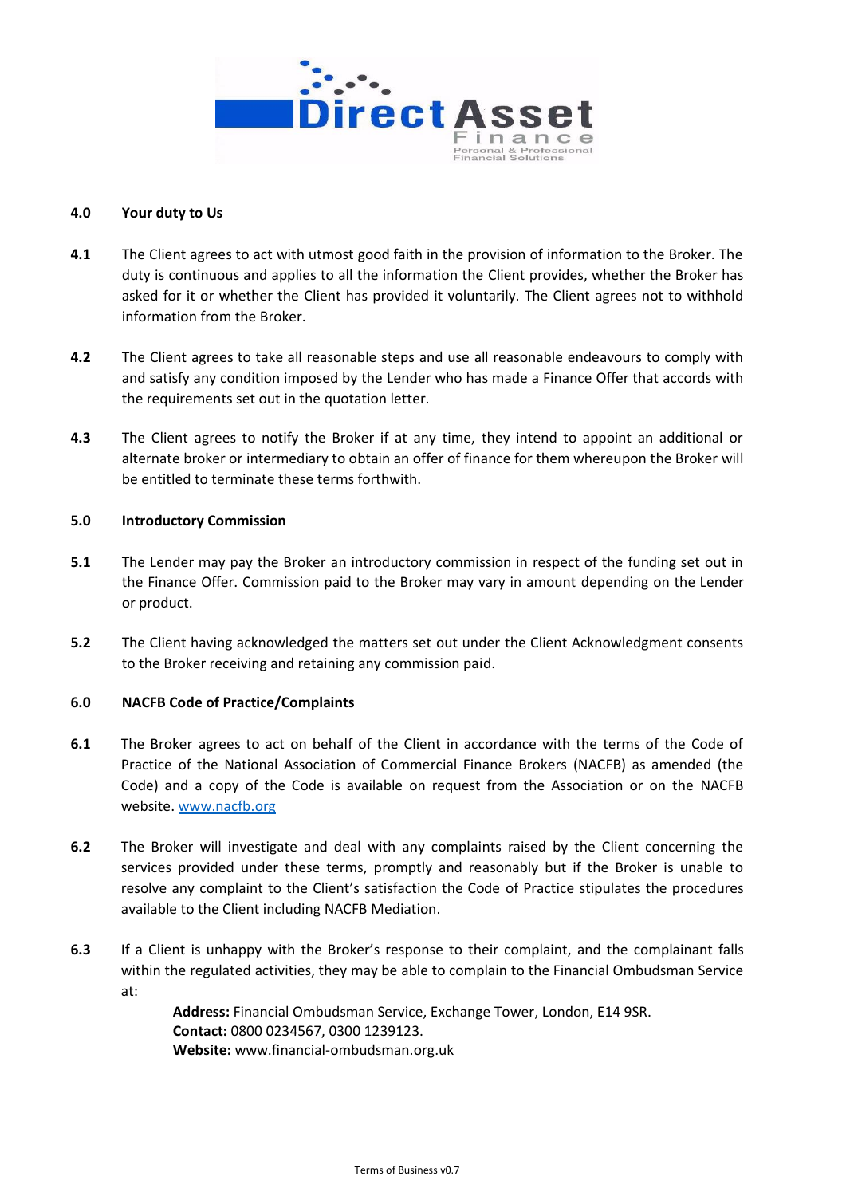## 4.0 Your duty to Us

**4.1** The Client agrees to act with utmost good faith in the provision of information to the Broker. The duty is continuous and applies to all the information the Client provides, whether the Broker has asked for it or whether the Client has provided it voluntarily. The Client agrees not to withhold information from the Broker.

**4.2** The Client agrees to take all reasonable steps and use all reasonable endeavours to comply with and satisfy any condition imposed by the Lender who has made a Finance Offer that accords with the requirements set out in the quotation letter.

**4.3** The Client agrees to notify the Broker if at any time, they intend to appoint an additional or alternate broker or intermediary to obtain an offer of finance for them whereupon the Broker will be entitled to terminate these terms forthwith.

## 5.0 Introductory Commission

**5.1** The Lender may pay the Broker an introductory commission in respect of the funding set out in the Finance Offer. Commission paid to the Broker may vary in amount depending on the Lender or product.

**5.2** The Client having acknowledged the matters set out under the Client Acknowledgment consents to the Broker receiving and retaining any commission paid.

## 6.0 NACFB Code of Practice/Complaints

**6.1** The Broker agrees to act on behalf of the Client in accordance with the terms of the Code of Practice of the National Association of Commercial Finance Brokers (NACFB) as amended (the Code) and a copy of the Code is available on request from the Association or on the NACFB website. www.nacfb.org

**6.2** The Broker will investigate and deal with any complaints raised by the Client concerning the services provided under these terms, promptly and reasonably but if the Broker is unable to resolve any complaint to the Client's satisfaction the Code of Practice stipulates the procedures available to the Client including NACFB Mediation.

**6.3** If a Client is unhappy with the Broker's response to their complaint, and the complainant falls within the regulated activities, they may be able to complain to the Financial Ombudsman Service at:

**Address:** Financial Ombudsman Service, Exchange Tower, London, E14 9SR.
**Contact:** 0800 0234567, 0300 1239123.
**Website:** www.financial-ombudsman.org.uk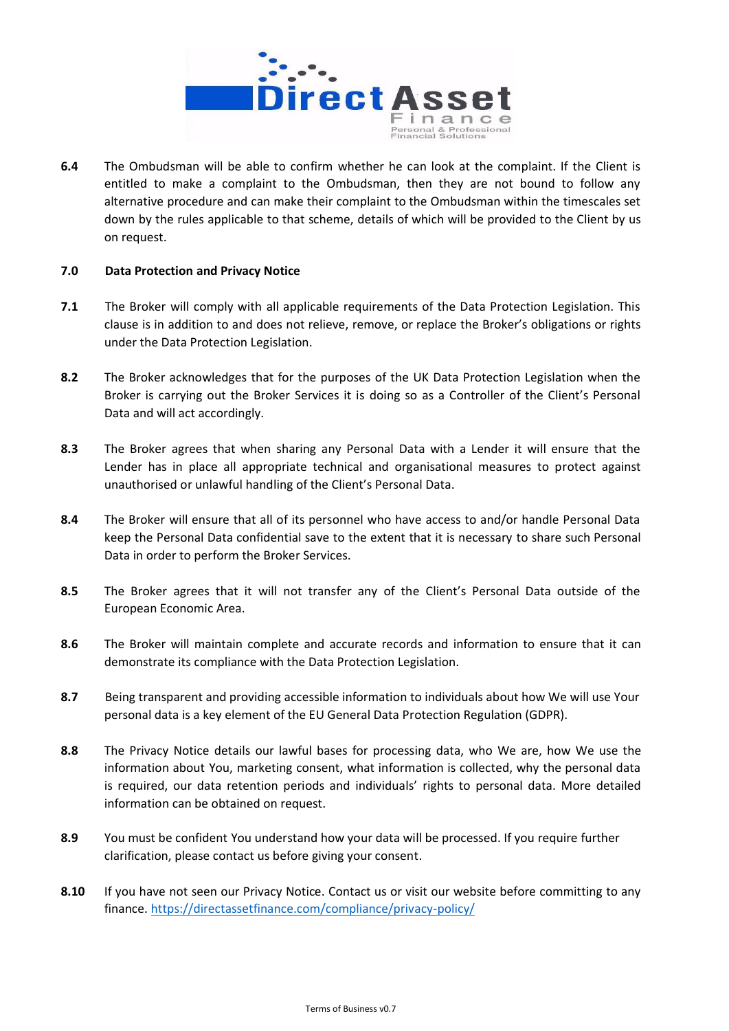**6.4** The Ombudsman will be able to confirm whether he can look at the complaint. If the Client is entitled to make a complaint to the Ombudsman, then they are not bound to follow any alternative procedure and can make their complaint to the Ombudsman within the timescales set down by the rules applicable to that scheme, details of which will be provided to the Client by us on request.

## 7.0 Data Protection and Privacy Notice

**7.1** The Broker will comply with all applicable requirements of the Data Protection Legislation. This clause is in addition to and does not relieve, remove, or replace the Broker's obligations or rights under the Data Protection Legislation.

**8.2** The Broker acknowledges that for the purposes of the UK Data Protection Legislation when the Broker is carrying out the Broker Services it is doing so as a Controller of the Client's Personal Data and will act accordingly.

**8.3** The Broker agrees that when sharing any Personal Data with a Lender it will ensure that the Lender has in place all appropriate technical and organisational measures to protect against unauthorised or unlawful handling of the Client's Personal Data.

**8.4** The Broker will ensure that all of its personnel who have access to and/or handle Personal Data keep the Personal Data confidential save to the extent that it is necessary to share such Personal Data in order to perform the Broker Services.

**8.5** The Broker agrees that it will not transfer any of the Client's Personal Data outside of the European Economic Area.

**8.6** The Broker will maintain complete and accurate records and information to ensure that it can demonstrate its compliance with the Data Protection Legislation.

**8.7** Being transparent and providing accessible information to individuals about how We will use Your personal data is a key element of the EU General Data Protection Regulation (GDPR).

**8.8** The Privacy Notice details our lawful bases for processing data, who We are, how We use the information about You, marketing consent, what information is collected, why the personal data is required, our data retention periods and individuals' rights to personal data. More detailed information can be obtained on request.

**8.9** You must be confident You understand how your data will be processed. If you require further clarification, please contact us before giving your consent.

**8.10** If you have not seen our Privacy Notice. Contact us or visit our website before committing to any finance. https://directassetfinance.com/compliance/privacy-policy/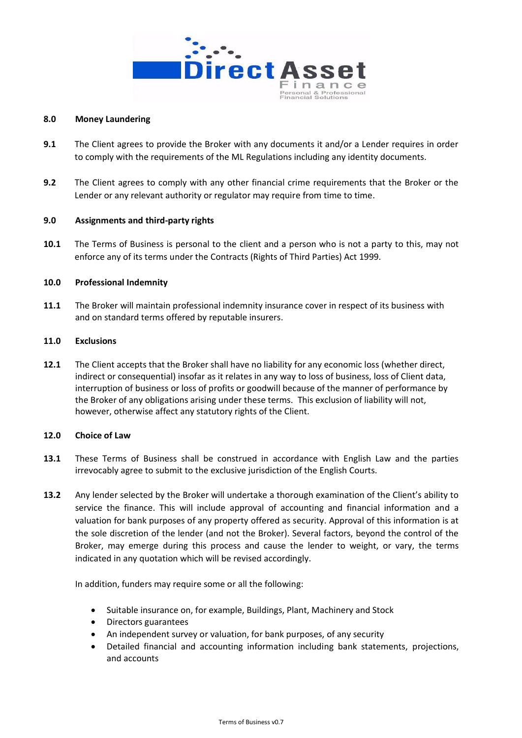## 8.0 Money Laundering

**9.1** The Client agrees to provide the Broker with any documents it and/or a Lender requires in order to comply with the requirements of the ML Regulations including any identity documents.

**9.2** The Client agrees to comply with any other financial crime requirements that the Broker or the Lender or any relevant authority or regulator may require from time to time.

## 9.0 Assignments and third-party rights

**10.1** The Terms of Business is personal to the client and a person who is not a party to this, may not enforce any of its terms under the Contracts (Rights of Third Parties) Act 1999.

## 10.0 Professional Indemnity

**11.1** The Broker will maintain professional indemnity insurance cover in respect of its business with and on standard terms offered by reputable insurers.

## 11.0 Exclusions

**12.1** The Client accepts that the Broker shall have no liability for any economic loss (whether direct, indirect or consequential) insofar as it relates in any way to loss of business, loss of Client data, interruption of business or loss of profits or goodwill because of the manner of performance by the Broker of any obligations arising under these terms. This exclusion of liability will not, however, otherwise affect any statutory rights of the Client.

## 12.0 Choice of Law

**13.1** These Terms of Business shall be construed in accordance with English Law and the parties irrevocably agree to submit to the exclusive jurisdiction of the English Courts.

**13.2** Any lender selected by the Broker will undertake a thorough examination of the Client's ability to service the finance. This will include approval of accounting and financial information and a valuation for bank purposes of any property offered as security. Approval of this information is at the sole discretion of the lender (and not the Broker). Several factors, beyond the control of the Broker, may emerge during this process and cause the lender to weight, or vary, the terms indicated in any quotation which will be revised accordingly.

In addition, funders may require some or all the following:

- Suitable insurance on, for example, Buildings, Plant, Machinery and Stock
- Directors guarantees
- An independent survey or valuation, for bank purposes, of any security
- Detailed financial and accounting information including bank statements, projections, and accounts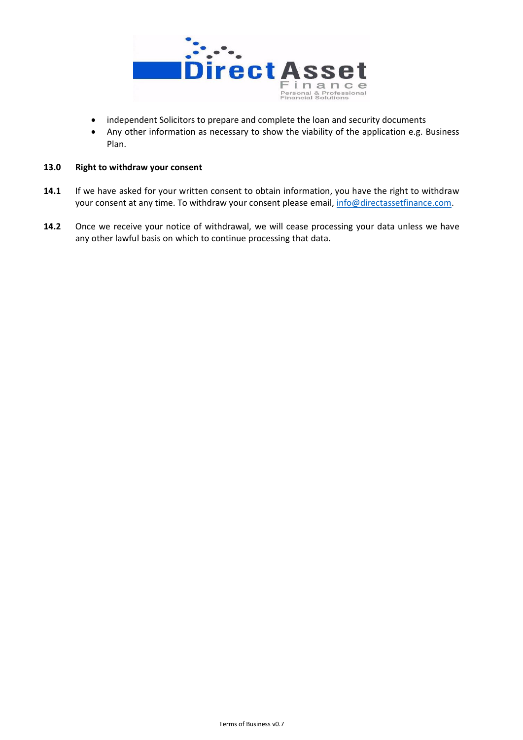- independent Solicitors to prepare and complete the loan and security documents
- Any other information as necessary to show the viability of the application e.g. Business Plan.

**13.0 Right to withdraw your consent**

**14.1** If we have asked for your written consent to obtain information, you have the right to withdraw your consent at any time. To withdraw your consent please email, info@directassetfinance.com.

**14.2** Once we receive your notice of withdrawal, we will cease processing your data unless we have any other lawful basis on which to continue processing that data.